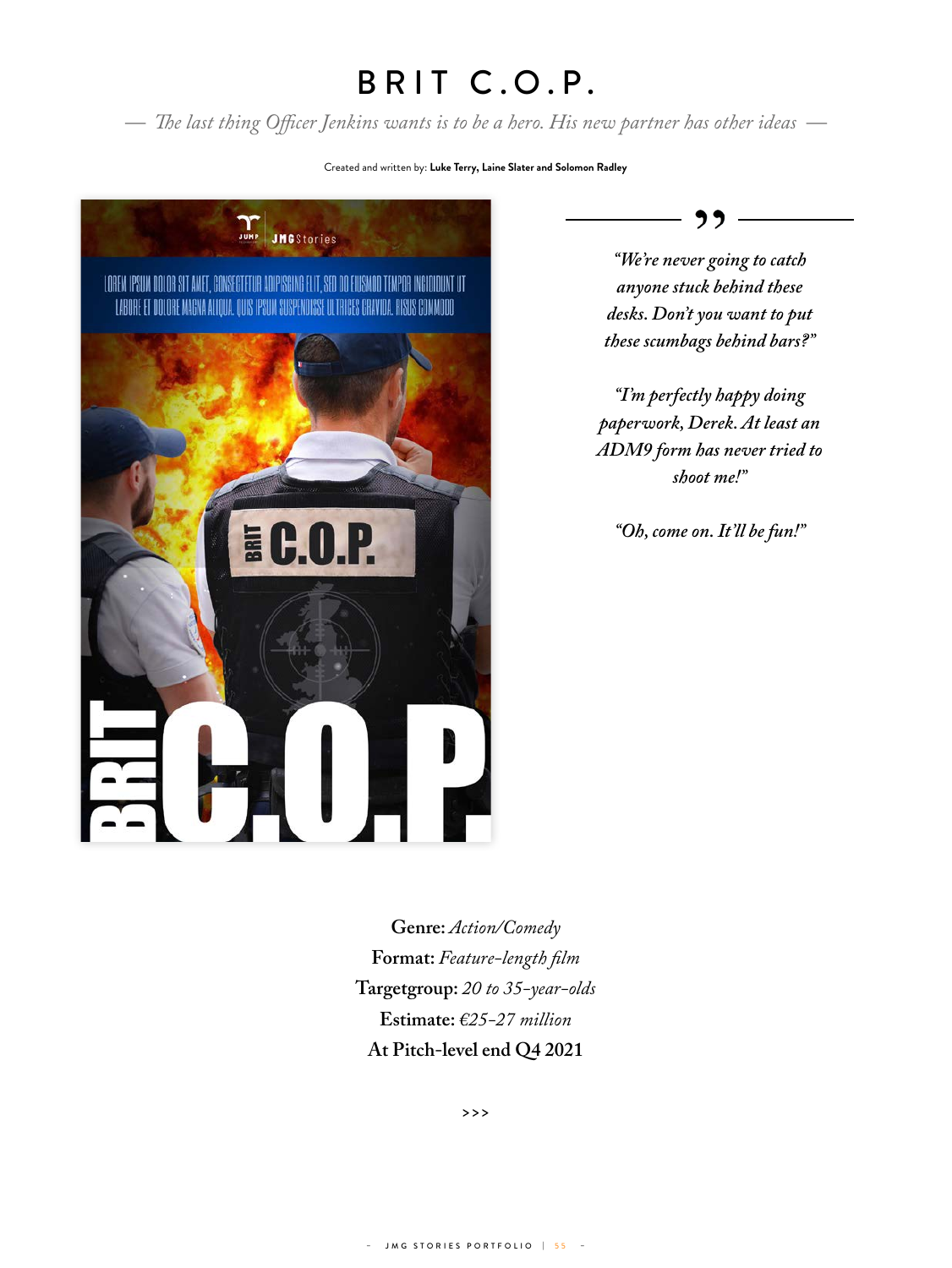# BRIT C.O.P.

*— The last thing Officer Jenkins wants is to be a hero. His new partner has other ideas —*

Created and written by: **Luke Terry, Laine Slater and Solomon Radley**

*"We're never going to catch anyone stuck behind these desks. Don't you want to put these scumbags behind bars?"*

*"I'm perfectly happy doing paperwork, Derek. At least an ADM9 form has never tried to shoot me!"*

*"Oh, come on. It'll be fun!"*

**Genre:** *Action/Comedy*
**Format:** *Feature-length film*
**Targetgroup:** *20 to 35-year-olds*
**Estimate:** *€25-27 million*
**At Pitch-level end Q4 2021**

>>>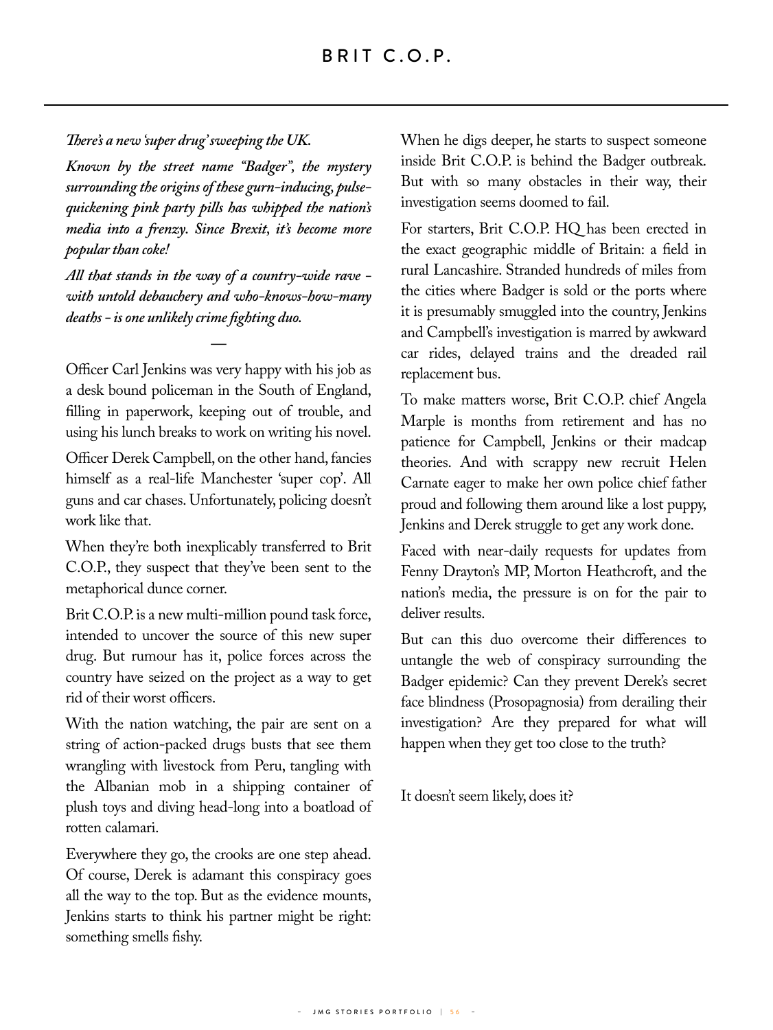# BRIT C.O.P.

***There's a new 'super drug' sweeping the UK.***

***Known by the street name "Badger", the mystery surrounding the origins of these gurn-inducing, pulse-quickening pink party pills has whipped the nation's media into a frenzy. Since Brexit, it's become more popular than coke!***

***All that stands in the way of a country-wide rave - with untold debauchery and who-knows-how-many deaths - is one unlikely crime fighting duo.***

—

Officer Carl Jenkins was very happy with his job as a desk bound policeman in the South of England, filling in paperwork, keeping out of trouble, and using his lunch breaks to work on writing his novel.

Officer Derek Campbell, on the other hand, fancies himself as a real-life Manchester 'super cop'. All guns and car chases. Unfortunately, policing doesn't work like that.

When they're both inexplicably transferred to Brit C.O.P., they suspect that they've been sent to the metaphorical dunce corner.

Brit C.O.P. is a new multi-million pound task force, intended to uncover the source of this new super drug. But rumour has it, police forces across the country have seized on the project as a way to get rid of their worst officers.

With the nation watching, the pair are sent on a string of action-packed drugs busts that see them wrangling with livestock from Peru, tangling with the Albanian mob in a shipping container of plush toys and diving head-long into a boatload of rotten calamari.

Everywhere they go, the crooks are one step ahead. Of course, Derek is adamant this conspiracy goes all the way to the top. But as the evidence mounts, Jenkins starts to think his partner might be right: something smells fishy.

When he digs deeper, he starts to suspect someone inside Brit C.O.P. is behind the Badger outbreak. But with so many obstacles in their way, their investigation seems doomed to fail.

For starters, Brit C.O.P. HQ has been erected in the exact geographic middle of Britain: a field in rural Lancashire. Stranded hundreds of miles from the cities where Badger is sold or the ports where it is presumably smuggled into the country, Jenkins and Campbell's investigation is marred by awkward car rides, delayed trains and the dreaded rail replacement bus.

To make matters worse, Brit C.O.P. chief Angela Marple is months from retirement and has no patience for Campbell, Jenkins or their madcap theories. And with scrappy new recruit Helen Carnate eager to make her own police chief father proud and following them around like a lost puppy, Jenkins and Derek struggle to get any work done.

Faced with near-daily requests for updates from Fenny Drayton's MP, Morton Heathcroft, and the nation's media, the pressure is on for the pair to deliver results.

But can this duo overcome their differences to untangle the web of conspiracy surrounding the Badger epidemic? Can they prevent Derek's secret face blindness (Prosopagnosia) from derailing their investigation? Are they prepared for what will happen when they get too close to the truth?

It doesn't seem likely, does it?